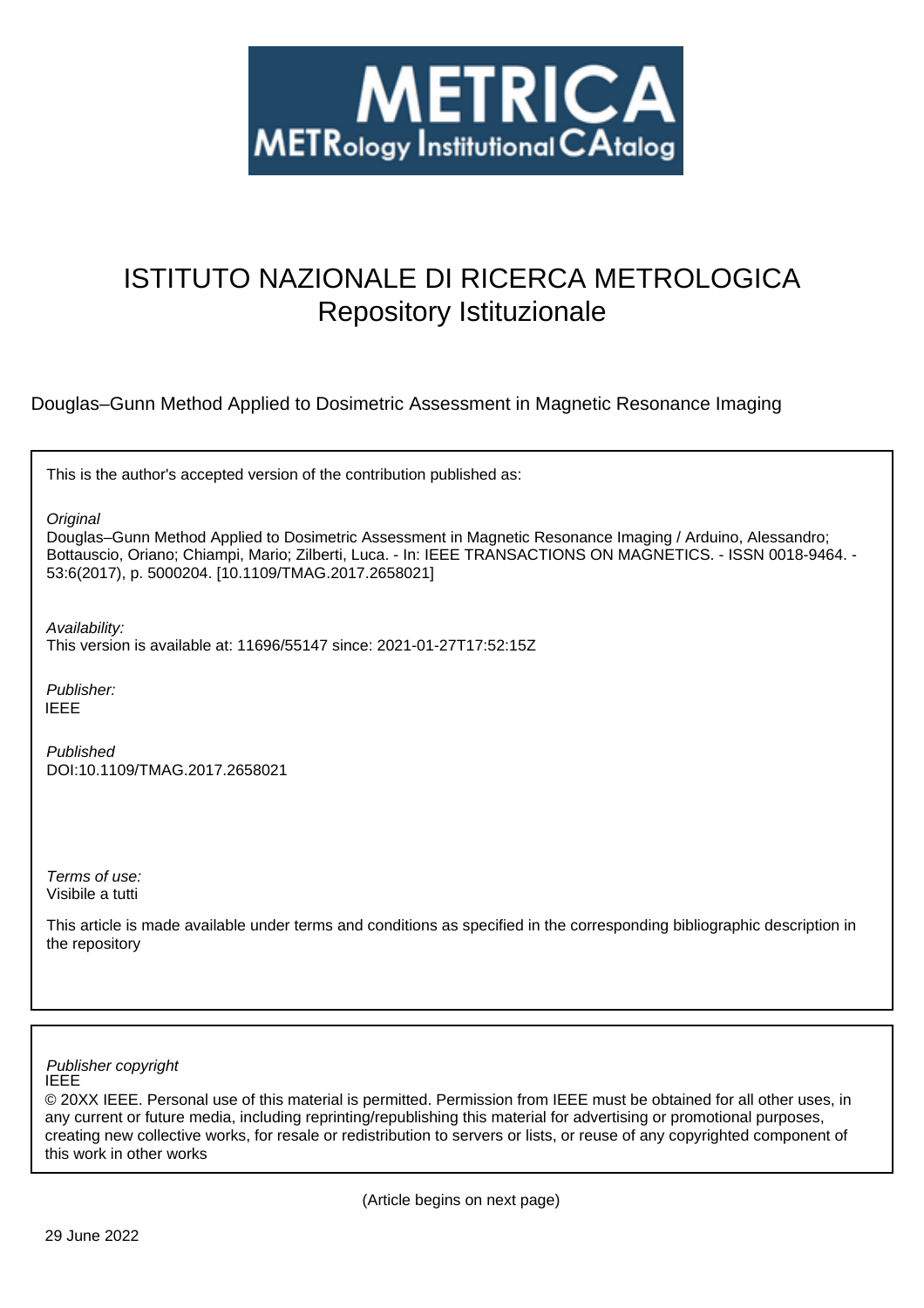# METRICA

METRology Institutional CAtalog

# ISTITUTO NAZIONALE DI RICERCA METROLOGICA
Repository Istituzionale

Douglas–Gunn Method Applied to Dosimetric Assessment in Magnetic Resonance Imaging

This is the author's accepted version of the contribution published as:

*Original*
Douglas–Gunn Method Applied to Dosimetric Assessment in Magnetic Resonance Imaging / Arduino, Alessandro; Bottauscio, Oriano; Chiampi, Mario; Zilberti, Luca. - In: IEEE TRANSACTIONS ON MAGNETICS. - ISSN 0018-9464. - 53:6(2017), p. 5000204. [10.1109/TMAG.2017.2658021]

*Availability:*
This version is available at: 11696/55147 since: 2021-01-27T17:52:15Z

*Publisher:*
IEEE

*Published*
DOI:10.1109/TMAG.2017.2658021

*Terms of use:*
Visibile a tutti

This article is made available under terms and conditions as specified in the corresponding bibliographic description in the repository

*Publisher copyright*
IEEE
© 20XX IEEE. Personal use of this material is permitted. Permission from IEEE must be obtained for all other uses, in any current or future media, including reprinting/republishing this material for advertising or promotional purposes, creating new collective works, for resale or redistribution to servers or lists, or reuse of any copyrighted component of this work in other works

(Article begins on next page)

29 June 2022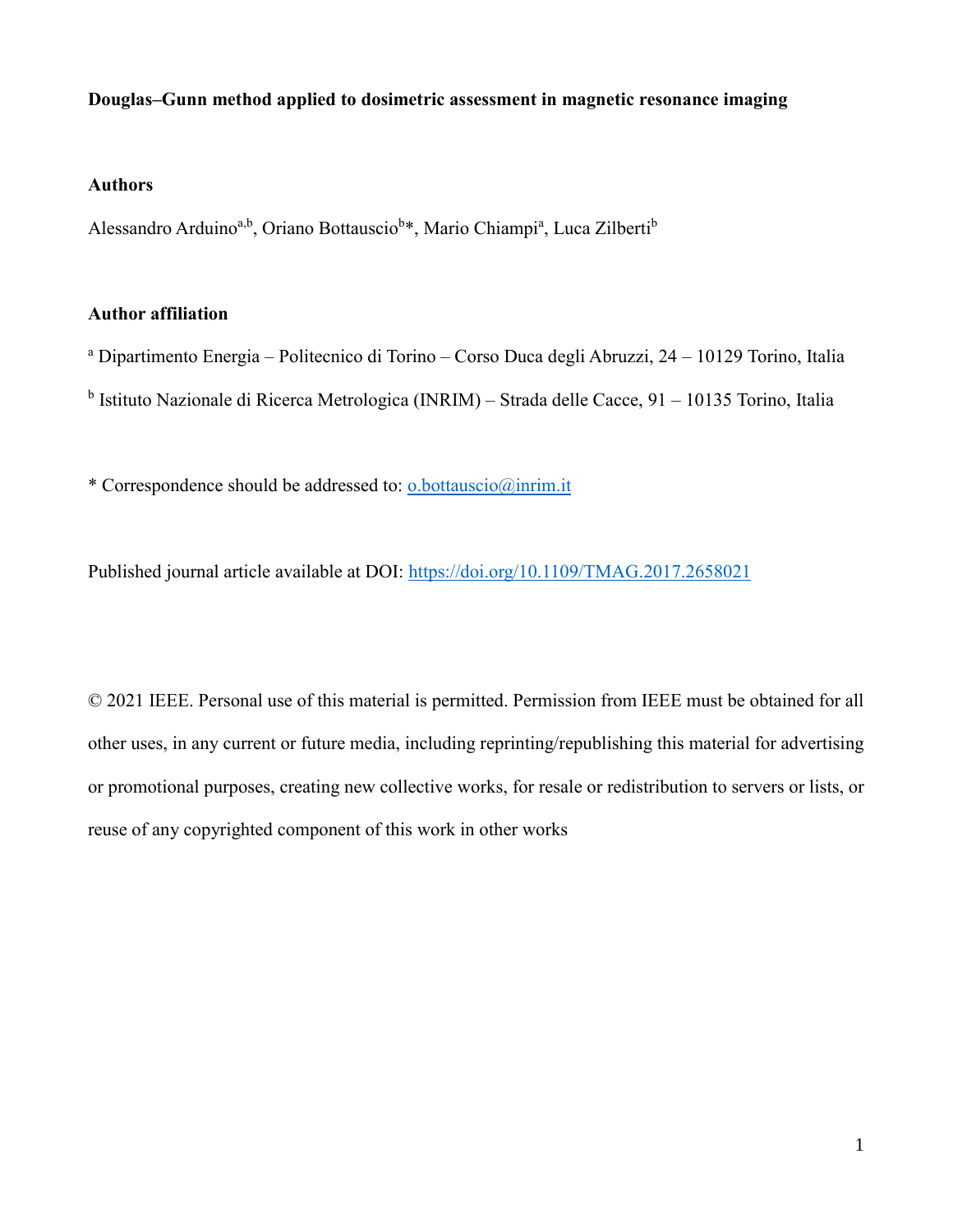**Douglas–Gunn method applied to dosimetric assessment in magnetic resonance imaging**

**Authors**

Alessandro Arduino[a,b], Oriano Bottauscio[b]*, Mario Chiampi[a], Luca Zilberti[b]

**Author affiliation**

[a] Dipartimento Energia – Politecnico di Torino – Corso Duca degli Abruzzi, 24 – 10129 Torino, Italia

[b] Istituto Nazionale di Ricerca Metrologica (INRIM) – Strada delle Cacce, 91 – 10135 Torino, Italia

* Correspondence should be addressed to: o.bottauscio@inrim.it

Published journal article available at DOI: https://doi.org/10.1109/TMAG.2017.2658021

© 2021 IEEE. Personal use of this material is permitted. Permission from IEEE must be obtained for all other uses, in any current or future media, including reprinting/republishing this material for advertising or promotional purposes, creating new collective works, for resale or redistribution to servers or lists, or reuse of any copyrighted component of this work in other works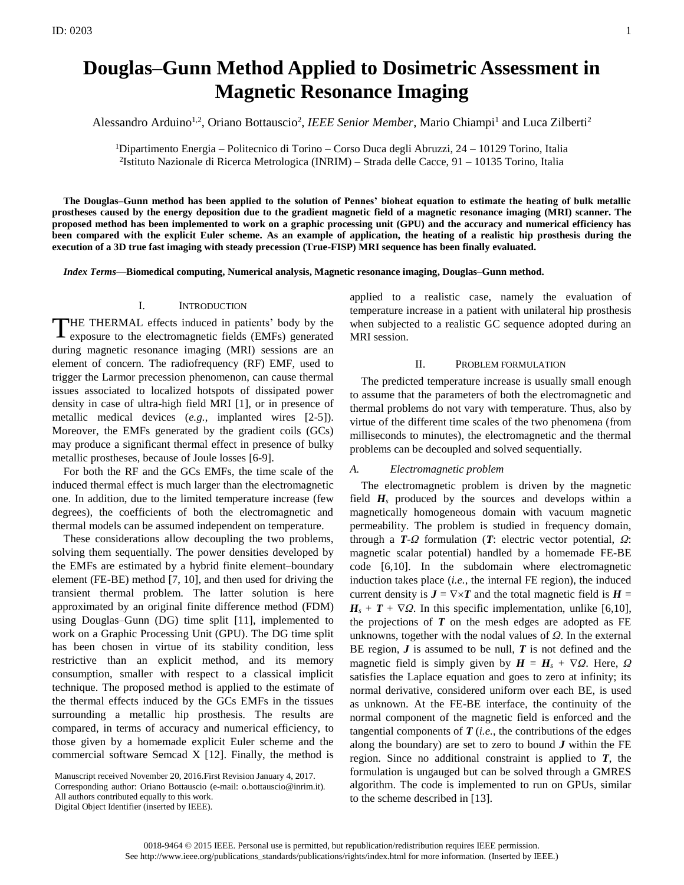# Douglas–Gunn Method Applied to Dosimetric Assessment in Magnetic Resonance Imaging

Alessandro Arduino[1,2], Oriano Bottauscio[2], *IEEE Senior Member*, Mario Chiampi[1] and Luca Zilberti[2]

[1]Dipartimento Energia – Politecnico di Torino – Corso Duca degli Abruzzi, 24 – 10129 Torino, Italia
[2]Istituto Nazionale di Ricerca Metrologica (INRIM) – Strada delle Cacce, 91 – 10135 Torino, Italia

**The Douglas–Gunn method has been applied to the solution of Pennes' bioheat equation to estimate the heating of bulk metallic prostheses caused by the energy deposition due to the gradient magnetic field of a magnetic resonance imaging (MRI) scanner. The proposed method has been implemented to work on a graphic processing unit (GPU) and the accuracy and numerical efficiency has been compared with the explicit Euler scheme. As an example of application, the heating of a realistic hip prosthesis during the execution of a 3D true fast imaging with steady precession (True-FISP) MRI sequence has been finally evaluated.**

*Index Terms*—**Biomedical computing, Numerical analysis, Magnetic resonance imaging, Douglas–Gunn method.**

## I. Introduction

The thermal effects induced in patients' body by the exposure to the electromagnetic fields (EMFs) generated during magnetic resonance imaging (MRI) sessions are an element of concern. The radiofrequency (RF) EMF, used to trigger the Larmor precession phenomenon, can cause thermal issues associated to localized hotspots of dissipated power density in case of ultra-high field MRI [1], or in presence of metallic medical devices (*e.g.*, implanted wires [2-5]). Moreover, the EMFs generated by the gradient coils (GCs) may produce a significant thermal effect in presence of bulky metallic prostheses, because of Joule losses [6-9].

For both the RF and the GCs EMFs, the time scale of the induced thermal effect is much larger than the electromagnetic one. In addition, due to the limited temperature increase (few degrees), the coefficients of both the electromagnetic and thermal models can be assumed independent on temperature.

These considerations allow decoupling the two problems, solving them sequentially. The power densities developed by the EMFs are estimated by a hybrid finite element–boundary element (FE-BE) method [7, 10], and then used for driving the transient thermal problem. The latter solution is here approximated by an original finite difference method (FDM) using Douglas–Gunn (DG) time split [11], implemented to work on a Graphic Processing Unit (GPU). The DG time split has been chosen in virtue of its stability condition, less restrictive than an explicit method, and its memory consumption, smaller with respect to a classical implicit technique. The proposed method is applied to the estimate of the thermal effects induced by the GCs EMFs in the tissues surrounding a metallic hip prosthesis. The results are compared, in terms of accuracy and numerical efficiency, to those given by a homemade explicit Euler scheme and the commercial software Semcad X [12]. Finally, the method is applied to a realistic case, namely the evaluation of temperature increase in a patient with unilateral hip prosthesis when subjected to a realistic GC sequence adopted during an MRI session.

Manuscript received November 20, 2016.First Revision January 4, 2017.
Corresponding author: Oriano Bottauscio (e-mail: o.bottauscio@inrim.it).
All authors contributed equally to this work.
Digital Object Identifier (inserted by IEEE).

## II. Problem formulation

The predicted temperature increase is usually small enough to assume that the parameters of both the electromagnetic and thermal problems do not vary with temperature. Thus, also by virtue of the different time scales of the two phenomena (from milliseconds to minutes), the electromagnetic and the thermal problems can be decoupled and solved sequentially.

### A. Electromagnetic problem

The electromagnetic problem is driven by the magnetic field $\boldsymbol{H}_s$ produced by the sources and develops within a magnetically homogeneous domain with vacuum magnetic permeability. The problem is studied in frequency domain, through a $\boldsymbol{T}$-$\Omega$ formulation ($\boldsymbol{T}$: electric vector potential, $\Omega$: magnetic scalar potential) handled by a homemade FE-BE code [6,10]. In the subdomain where electromagnetic induction takes place (*i.e.*, the internal FE region), the induced current density is $\boldsymbol{J} = \nabla\times\boldsymbol{T}$ and the total magnetic field is $\boldsymbol{H} = \boldsymbol{H}_s + \boldsymbol{T} + \nabla\Omega$. In this specific implementation, unlike [6,10], the projections of $\boldsymbol{T}$ on the mesh edges are adopted as FE unknowns, together with the nodal values of $\Omega$. In the external BE region, $\boldsymbol{J}$ is assumed to be null, $\boldsymbol{T}$ is not defined and the magnetic field is simply given by $\boldsymbol{H} = \boldsymbol{H}_s + \nabla\Omega$. Here, $\Omega$ satisfies the Laplace equation and goes to zero at infinity; its normal derivative, considered uniform over each BE, is used as unknown. At the FE-BE interface, the continuity of the normal component of the magnetic field is enforced and the tangential components of $\boldsymbol{T}$ (*i.e.*, the contributions of the edges along the boundary) are set to zero to bound $\boldsymbol{J}$ within the FE region. Since no additional constraint is applied to $\boldsymbol{T}$, the formulation is ungauged but can be solved through a GMRES algorithm. The code is implemented to run on GPUs, similar to the scheme described in [13].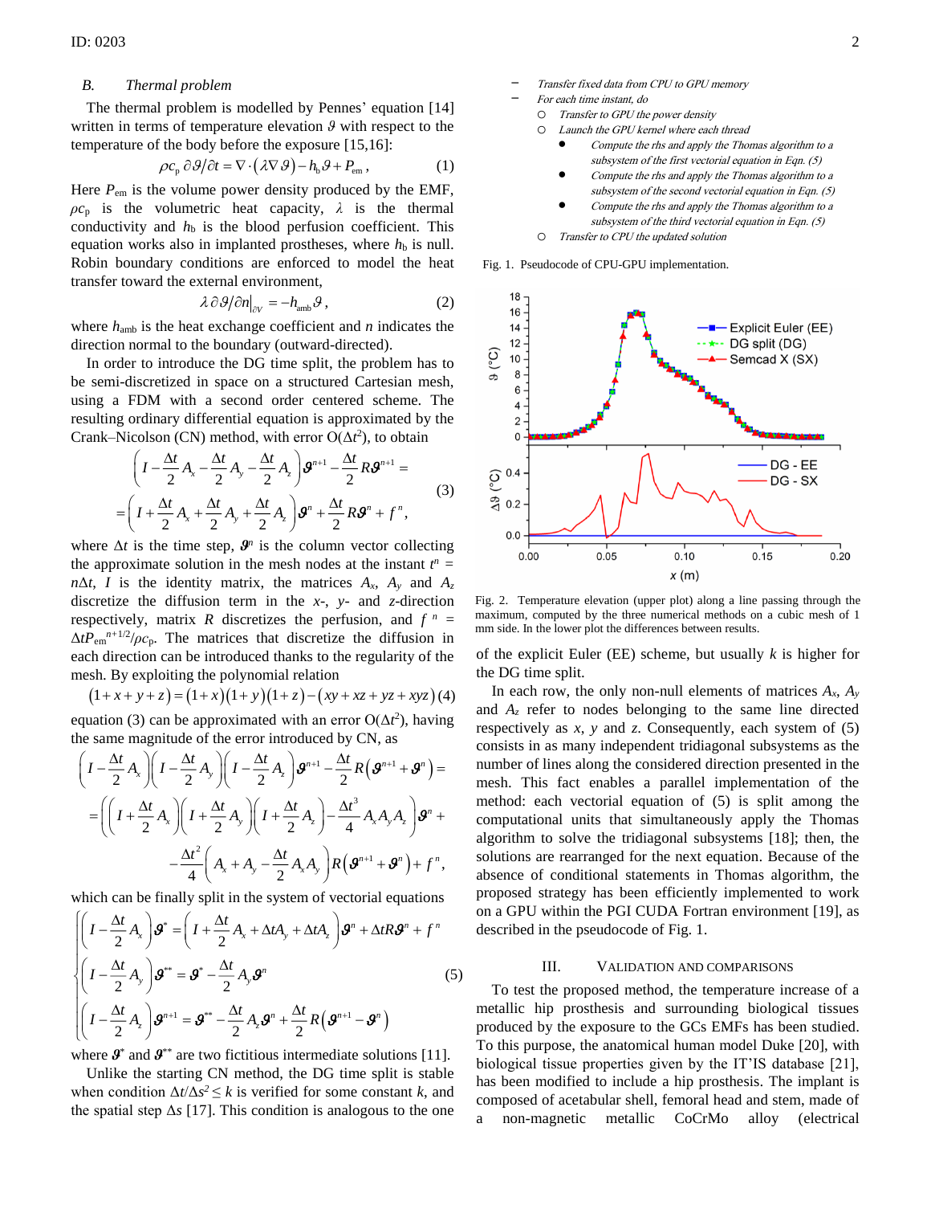### B. Thermal problem

The thermal problem is modelled by Pennes' equation [14] written in terms of temperature elevation $\vartheta$ with respect to the temperature of the body before the exposure [15,16]:

$$\rho c_p \, \partial \vartheta / \partial t = \nabla \cdot (\lambda \nabla \vartheta) - h_b \vartheta + P_{em} , \tag{1}$$

Here $P_{em}$ is the volume power density produced by the EMF, $\rho c_p$ is the volumetric heat capacity, $\lambda$ is the thermal conductivity and $h_b$ is the blood perfusion coefficient. This equation works also in implanted prostheses, where $h_b$ is null. Robin boundary conditions are enforced to model the heat transfer toward the external environment,

$$\lambda \, \partial \vartheta / \partial n \big|_{\partial V} = -h_{amb} \vartheta , \tag{2}$$

where $h_{amb}$ is the heat exchange coefficient and $n$ indicates the direction normal to the boundary (outward-directed).

In order to introduce the DG time split, the problem has to be semi-discretized in space on a structured Cartesian mesh, using a FDM with a second order centered scheme. The resulting ordinary differential equation is approximated by the Crank–Nicolson (CN) method, with error $O(\Delta t^2)$, to obtain

$$\left( I - \frac{\Delta t}{2} A_x - \frac{\Delta t}{2} A_y - \frac{\Delta t}{2} A_z \right) \boldsymbol{\vartheta}^{n+1} - \frac{\Delta t}{2} R \boldsymbol{\vartheta}^{n+1} = \\ = \left( I + \frac{\Delta t}{2} A_x + \frac{\Delta t}{2} A_y + \frac{\Delta t}{2} A_z \right) \boldsymbol{\vartheta}^{n} + \frac{\Delta t}{2} R \boldsymbol{\vartheta}^{n} + f^n , \tag{3}$$

where $\Delta t$ is the time step, $\boldsymbol{\vartheta}^n$ is the column vector collecting the approximate solution in the mesh nodes at the instant $t^n = n\Delta t$, $I$ is the identity matrix, the matrices $A_x$, $A_y$ and $A_z$ discretize the diffusion term in the $x$-, $y$- and $z$-direction respectively, matrix $R$ discretizes the perfusion, and $f^n = \Delta t P_{em}^{n+1/2} / \rho c_p$. The matrices that discretize the diffusion in each direction can be introduced thanks to the regularity of the mesh. By exploiting the polynomial relation

$$(1 + x + y + z) = (1 + x)(1 + y)(1 + z) - (xy + xz + yz + xyz) \tag{4}$$

equation (3) can be approximated with an error $O(\Delta t^2)$, having the same magnitude of the error introduced by CN, as

$$\left( I - \frac{\Delta t}{2} A_x \right)\left( I - \frac{\Delta t}{2} A_y \right)\left( I - \frac{\Delta t}{2} A_z \right) \boldsymbol{\vartheta}^{n+1} - \frac{\Delta t}{2} R \left( \boldsymbol{\vartheta}^{n+1} + \boldsymbol{\vartheta}^{n} \right) = \\ = \left( \left( I + \frac{\Delta t}{2} A_x \right)\left( I + \frac{\Delta t}{2} A_y \right)\left( I + \frac{\Delta t}{2} A_z \right) - \frac{\Delta t^3}{4} A_x A_y A_z \right) \boldsymbol{\vartheta}^{n} + \\ - \frac{\Delta t^2}{4} \left( A_x + A_y - \frac{\Delta t}{2} A_x A_y \right) R \left( \boldsymbol{\vartheta}^{n+1} + \boldsymbol{\vartheta}^{n} \right) + f^n ,$$

which can be finally split in the system of vectorial equations

$$\begin{cases} \left( I - \dfrac{\Delta t}{2} A_x \right) \boldsymbol{\vartheta}^{*} = \left( I + \dfrac{\Delta t}{2} A_x + \Delta t A_y + \Delta t A_z \right) \boldsymbol{\vartheta}^{n} + \Delta t R \boldsymbol{\vartheta}^{n} + f^n \\ \left( I - \dfrac{\Delta t}{2} A_y \right) \boldsymbol{\vartheta}^{**} = \boldsymbol{\vartheta}^{*} - \dfrac{\Delta t}{2} A_y \boldsymbol{\vartheta}^{n} \\ \left( I - \dfrac{\Delta t}{2} A_z \right) \boldsymbol{\vartheta}^{n+1} = \boldsymbol{\vartheta}^{**} - \dfrac{\Delta t}{2} A_z \boldsymbol{\vartheta}^{n} + \dfrac{\Delta t}{2} R \left( \boldsymbol{\vartheta}^{n+1} - \boldsymbol{\vartheta}^{n} \right) \end{cases} \tag{5}$$

where $\boldsymbol{\vartheta}^{*}$ and $\boldsymbol{\vartheta}^{**}$ are two fictitious intermediate solutions [11].

Unlike the starting CN method, the DG time split is stable when condition $\Delta t / \Delta s^2 \le k$ is verified for some constant $k$, and the spatial step $\Delta s$ [17]. This condition is analogous to the one of the explicit Euler (EE) scheme, but usually $k$ is higher for the DG time split.

In each row, the only non-null elements of matrices $A_x$, $A_y$ and $A_z$ refer to nodes belonging to the same line directed respectively as $x$, $y$ and $z$. Consequently, each system of (5) consists in as many independent tridiagonal subsystems as the number of lines along the considered direction presented in the mesh. This fact enables a parallel implementation of the method: each vectorial equation of (5) is split among the computational units that simultaneously apply the Thomas algorithm to solve the tridiagonal subsystems [18]; then, the solutions are rearranged for the next equation. Because of the absence of conditional statements in Thomas algorithm, the proposed strategy has been efficiently implemented to work on a GPU within the PGI CUDA Fortran environment [19], as described in the pseudocode of Fig. 1.

- *Transfer fixed data from CPU to GPU memory*
- *For each time instant, do*
  - *Transfer to GPU the power density*
  - *Launch the GPU kernel where each thread*
    - *Compute the rhs and apply the Thomas algorithm to a subsystem of the first vectorial equation in Eqn. (5)*
    - *Compute the rhs and apply the Thomas algorithm to a subsystem of the second vectorial equation in Eqn. (5)*
    - *Compute the rhs and apply the Thomas algorithm to a subsystem of the third vectorial equation in Eqn. (5)*
  - *Transfer to CPU the updated solution*

Fig. 1. Pseudocode of CPU-GPU implementation.

Fig. 2. Temperature elevation (upper plot) along a line passing through the maximum, computed by the three numerical methods on a cubic mesh of 1 mm side. In the lower plot the differences between results.

## III. Validation and Comparisons

To test the proposed method, the temperature increase of a metallic hip prosthesis and surrounding biological tissues produced by the exposure to the GCs EMFs has been studied. To this purpose, the anatomical human model Duke [20], with biological tissue properties given by the IT'IS database [21], has been modified to include a hip prosthesis. The implant is composed of acetabular shell, femoral head and stem, made of a non-magnetic metallic CoCrMo alloy (electrical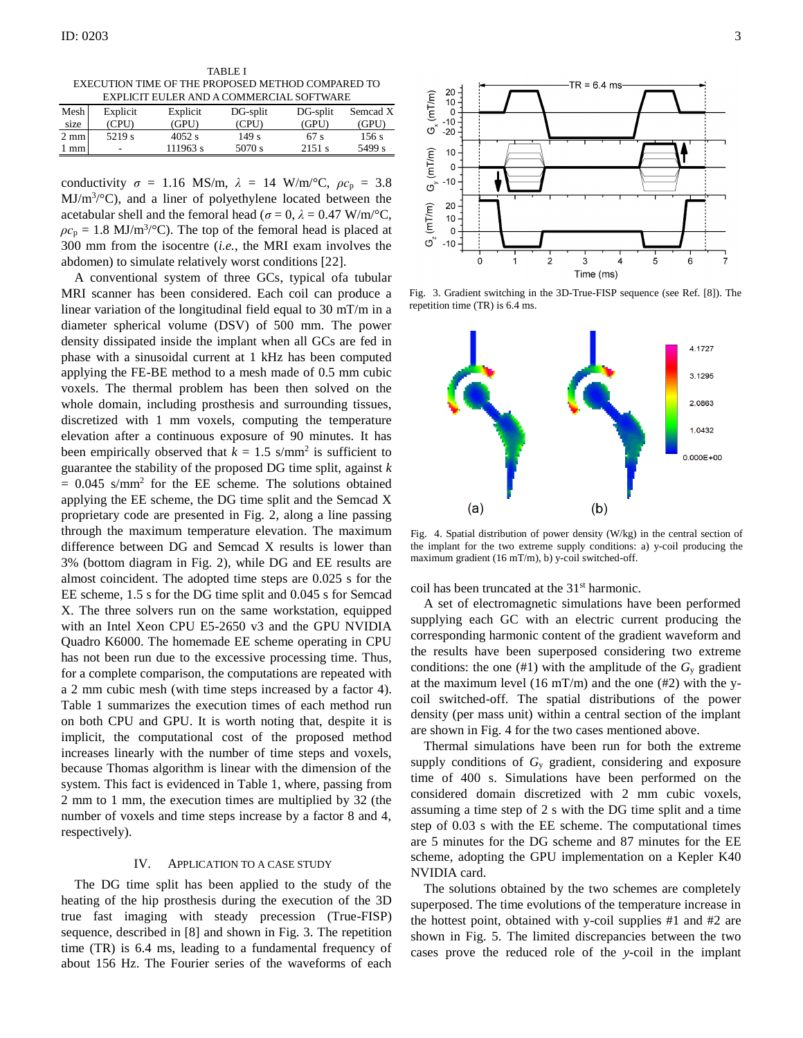TABLE I
EXECUTION TIME OF THE PROPOSED METHOD COMPARED TO EXPLICIT EULER AND A COMMERCIAL SOFTWARE

| Mesh size | Explicit (CPU) | Explicit (GPU) | DG-split (CPU) | DG-split (GPU) | Semcad X (GPU) |
|---|---|---|---|---|---|
| 2 mm | 5219 s | 4052 s | 149 s | 67 s | 156 s |
| 1 mm | - | 111963 s | 5070 s | 2151 s | 5499 s |

conductivity $\sigma$ = 1.16 MS/m, $\lambda$ = 14 W/m/°C, $\rho c_p$ = 3.8 MJ/m$^3$/°C), and a liner of polyethylene located between the acetabular shell and the femoral head ($\sigma$ = 0, $\lambda$ = 0.47 W/m/°C, $\rho c_p$ = 1.8 MJ/m$^3$/°C). The top of the femoral head is placed at 300 mm from the isocentre (*i.e.*, the MRI exam involves the abdomen) to simulate relatively worst conditions [22].

A conventional system of three GCs, typical ofa tubular MRI scanner has been considered. Each coil can produce a linear variation of the longitudinal field equal to 30 mT/m in a diameter spherical volume (DSV) of 500 mm. The power density dissipated inside the implant when all GCs are fed in phase with a sinusoidal current at 1 kHz has been computed applying the FE-BE method to a mesh made of 0.5 mm cubic voxels. The thermal problem has been then solved on the whole domain, including prosthesis and surrounding tissues, discretized with 1 mm voxels, computing the temperature elevation after a continuous exposure of 90 minutes. It has been empirically observed that $k$ = 1.5 s/mm$^2$ is sufficient to guarantee the stability of the proposed DG time split, against $k$ = 0.045 s/mm$^2$ for the EE scheme. The solutions obtained applying the EE scheme, the DG time split and the Semcad X proprietary code are presented in Fig. 2, along a line passing through the maximum temperature elevation. The maximum difference between DG and Semcad X results is lower than 3% (bottom diagram in Fig. 2), while DG and EE results are almost coincident. The adopted time steps are 0.025 s for the EE scheme, 1.5 s for the DG time split and 0.045 s for Semcad X. The three solvers run on the same workstation, equipped with an Intel Xeon CPU E5-2650 v3 and the GPU NVIDIA Quadro K6000. The homemade EE scheme operating in CPU has not been run due to the excessive processing time. Thus, for a complete comparison, the computations are repeated with a 2 mm cubic mesh (with time steps increased by a factor 4). Table 1 summarizes the execution times of each method run on both CPU and GPU. It is worth noting that, despite it is implicit, the computational cost of the proposed method increases linearly with the number of time steps and voxels, because Thomas algorithm is linear with the dimension of the system. This fact is evidenced in Table 1, where, passing from 2 mm to 1 mm, the execution times are multiplied by 32 (the number of voxels and time steps increase by a factor 8 and 4, respectively).

## IV. Application to a Case Study

The DG time split has been applied to the study of the heating of the hip prosthesis during the execution of the 3D true fast imaging with steady precession (True-FISP) sequence, described in [8] and shown in Fig. 3. The repetition time (TR) is 6.4 ms, leading to a fundamental frequency of about 156 Hz. The Fourier series of the waveforms of each coil has been truncated at the 31$^{st}$ harmonic.

Fig. 3. Gradient switching in the 3D-True-FISP sequence (see Ref. [8]). The repetition time (TR) is 6.4 ms.

Fig. 4. Spatial distribution of power density (W/kg) in the central section of the implant for the two extreme supply conditions: a) y-coil producing the maximum gradient (16 mT/m), b) y-coil switched-off.

A set of electromagnetic simulations have been performed supplying each GC with an electric current producing the corresponding harmonic content of the gradient waveform and the results have been superposed considering two extreme conditions: the one (#1) with the amplitude of the $G_y$ gradient at the maximum level (16 mT/m) and the one (#2) with the y-coil switched-off. The spatial distributions of the power density (per mass unit) within a central section of the implant are shown in Fig. 4 for the two cases mentioned above.

Thermal simulations have been run for both the extreme supply conditions of $G_y$ gradient, considering and exposure time of 400 s. Simulations have been performed on the considered domain discretized with 2 mm cubic voxels, assuming a time step of 2 s with the DG time split and a time step of 0.03 s with the EE scheme. The computational times are 5 minutes for the DG scheme and 87 minutes for the EE scheme, adopting the GPU implementation on a Kepler K40 NVIDIA card.

The solutions obtained by the two schemes are completely superposed. The time evolutions of the temperature increase in the hottest point, obtained with y-coil supplies #1 and #2 are shown in Fig. 5. The limited discrepancies between the two cases prove the reduced role of the *y*-coil in the implant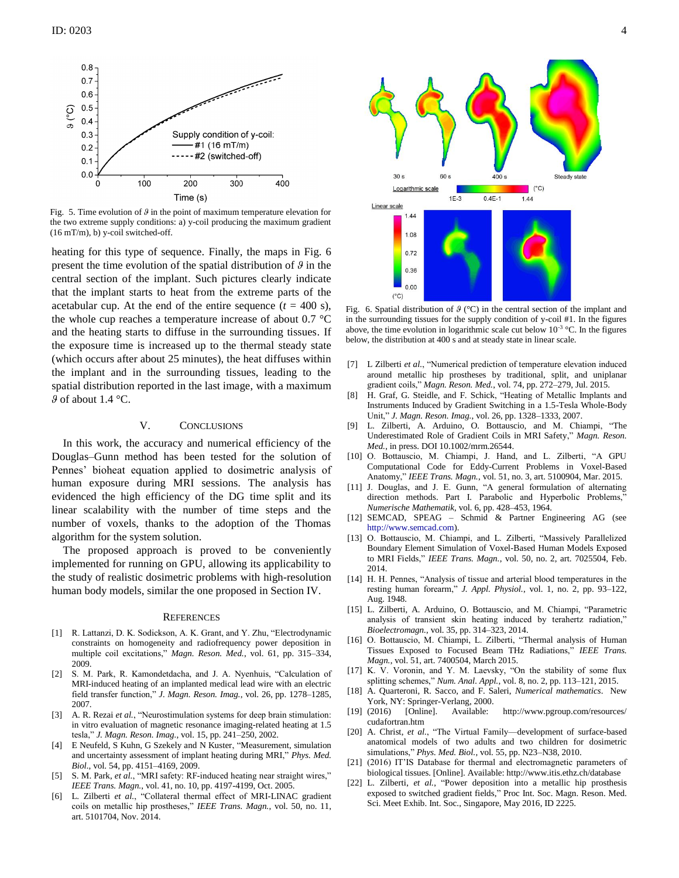0.8
0.7
0.6
0.5
0.4
0.3
0.2
0.1
0.0

ϑ (°C)

0 100 200 300 400

Time (s)

Supply condition of y-coil:
#1 (16 mT/m)
#2 (switched-off)

Fig. 5. Time evolution of $\vartheta$ in the point of maximum temperature elevation for the two extreme supply conditions: a) y-coil producing the maximum gradient (16 mT/m), b) y-coil switched-off.

heating for this type of sequence. Finally, the maps in Fig. 6 present the time evolution of the spatial distribution of $\vartheta$ in the central section of the implant. Such pictures clearly indicate that the implant starts to heat from the extreme parts of the acetabular cup. At the end of the entire sequence ($t$ = 400 s), the whole cup reaches a temperature increase of about 0.7 °C and the heating starts to diffuse in the surrounding tissues. If the exposure time is increased up to the thermal steady state (which occurs after about 25 minutes), the heat diffuses within the implant and in the surrounding tissues, leading to the spatial distribution reported in the last image, with a maximum $\vartheta$ of about 1.4 °C.

30 s 60 s 400 s Steady state

Logarithmic scale (°C)
1E-3 0.4E-1 1.44

Linear scale
1.44
1.08
0.72
0.36
0.00
(°C)

Fig. 6. Spatial distribution of $\vartheta$ (°C) in the central section of the implant and in the surrounding tissues for the supply condition of y-coil #1. In the figures above, the time evolution in logarithmic scale cut below $10^{-3}$ °C. In the figures below, the distribution at 400 s and at steady state in linear scale.

## V. Conclusions

In this work, the accuracy and numerical efficiency of the Douglas–Gunn method has been tested for the solution of Pennes' bioheat equation applied to dosimetric analysis of human exposure during MRI sessions. The analysis has evidenced the high efficiency of the DG time split and its linear scalability with the number of time steps and the number of voxels, thanks to the adoption of the Thomas algorithm for the system solution.

The proposed approach is proved to be conveniently implemented for running on GPU, allowing its applicability to the study of realistic dosimetric problems with high-resolution human body models, similar the one proposed in Section IV.

## References

[1] R. Lattanzi, D. K. Sodickson, A. K. Grant, and Y. Zhu, "Electrodynamic constraints on homogeneity and radiofrequency power deposition in multiple coil excitations," *Magn. Reson. Med.*, vol. 61, pp. 315–334, 2009.

[2] S. M. Park, R. Kamondetdacha, and J. A. Nyenhuis, "Calculation of MRI-induced heating of an implanted medical lead wire with an electric field transfer function," *J. Magn. Reson. Imag.*, vol. 26, pp. 1278–1285, 2007.

[3] A. R. Rezai *et al.*, "Neurostimulation systems for deep brain stimulation: in vitro evaluation of magnetic resonance imaging-related heating at 1.5 tesla," *J. Magn. Reson. Imag.*, vol. 15, pp. 241–250, 2002.

[4] E Neufeld, S Kuhn, G Szekely and N Kuster, "Measurement, simulation and uncertainty assessment of implant heating during MRI," *Phys. Med. Biol.*, vol. 54, pp. 4151–4169, 2009.

[5] S. M. Park, *et al.*, "MRI safety: RF-induced heating near straight wires," *IEEE Trans. Magn.*, vol. 41, no. 10, pp. 4197-4199, Oct. 2005.

[6] L. Zilberti *et al.*, "Collateral thermal effect of MRI-LINAC gradient coils on metallic hip prostheses," *IEEE Trans. Magn.*, vol. 50, no. 11, art. 5101704, Nov. 2014.

[7] L Zilberti *et al.*, "Numerical prediction of temperature elevation induced around metallic hip prostheses by traditional, split, and uniplanar gradient coils," *Magn. Reson. Med.*, vol. 74, pp. 272–279, Jul. 2015.

[8] H. Graf, G. Steidle, and F. Schick, "Heating of Metallic Implants and Instruments Induced by Gradient Switching in a 1.5-Tesla Whole-Body Unit," *J. Magn. Reson. Imag.*, vol. 26, pp. 1328–1333, 2007.

[9] L. Zilberti, A. Arduino, O. Bottauscio, and M. Chiampi, "The Underestimated Role of Gradient Coils in MRI Safety," *Magn. Reson. Med.*, in press. DOI 10.1002/mrm.26544.

[10] O. Bottauscio, M. Chiampi, J. Hand, and L. Zilberti, "A GPU Computational Code for Eddy-Current Problems in Voxel-Based Anatomy," *IEEE Trans. Magn.*, vol. 51, no. 3, art. 5100904, Mar. 2015.

[11] J. Douglas, and J. E. Gunn, "A general formulation of alternating direction methods. Part I. Parabolic and Hyperbolic Problems," *Numerische Mathematik*, vol. 6, pp. 428–453, 1964.

[12] SEMCAD, SPEAG – Schmid & Partner Engineering AG (see http://www.semcad.com).

[13] O. Bottauscio, M. Chiampi, and L. Zilberti, "Massively Parallelized Boundary Element Simulation of Voxel-Based Human Models Exposed to MRI Fields," *IEEE Trans. Magn.*, vol. 50, no. 2, art. 7025504, Feb. 2014.

[14] H. H. Pennes, "Analysis of tissue and arterial blood temperatures in the resting human forearm," *J. Appl. Physiol.*, vol. 1, no. 2, pp. 93–122, Aug. 1948.

[15] L. Zilberti, A. Arduino, O. Bottauscio, and M. Chiampi, "Parametric analysis of transient skin heating induced by terahertz radiation," *Bioelectromagn.*, vol. 35, pp. 314–323, 2014.

[16] O. Bottauscio, M. Chiampi, L. Zilberti, "Thermal analysis of Human Tissues Exposed to Focused Beam THz Radiations," *IEEE Trans. Magn.*, vol. 51, art. 7400504, March 2015.

[17] K. V. Voronin, and Y. M. Laevsky, "On the stability of some flux splitting schemes," *Num. Anal. Appl.*, vol. 8, no. 2, pp. 113–121, 2015.

[18] A. Quarteroni, R. Sacco, and F. Saleri, *Numerical mathematics*. New York, NY: Springer-Verlang, 2000.

[19] (2016) [Online]. Available: http://www.pgroup.com/resources/cudafortran.htm

[20] A. Christ, *et al.*, "The Virtual Family—development of surface-based anatomical models of two adults and two children for dosimetric simulations," *Phys. Med. Biol.*, vol. 55, pp. N23–N38, 2010.

[21] (2016) IT'IS Database for thermal and electromagnetic parameters of biological tissues. [Online]. Available: http://www.itis.ethz.ch/database

[22] L. Zilberti, *et al.*, "Power deposition into a metallic hip prosthesis exposed to switched gradient fields," Proc Int. Soc. Magn. Reson. Med. Sci. Meet Exhib. Int. Soc., Singapore, May 2016, ID 2225.